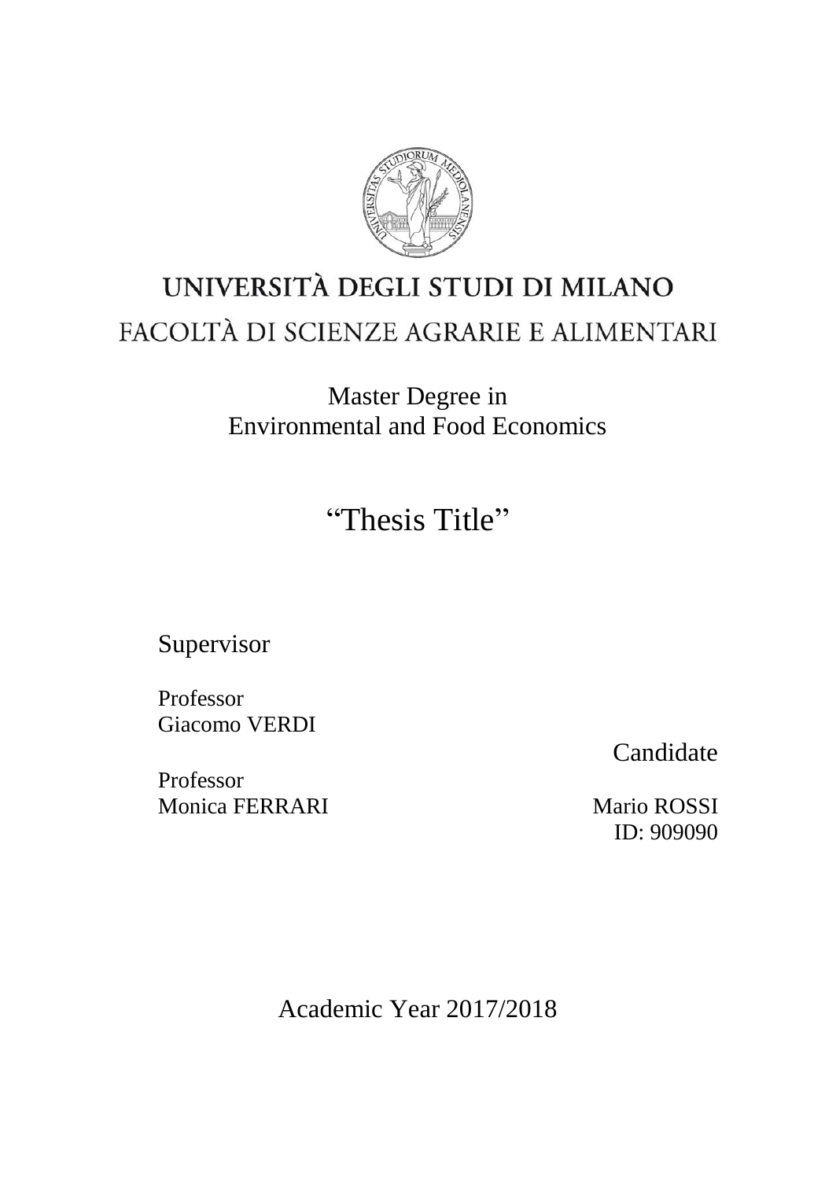# UNIVERSITÀ DEGLI STUDI DI MILANO

## FACOLTÀ DI SCIENZE AGRARIE E ALIMENTARI

Master Degree in
Environmental and Food Economics

# “Thesis Title”

Supervisor

Professor
Giacomo VERDI

Professor
Monica FERRARI

Candidate

Mario ROSSI
ID: 909090

Academic Year 2017/2018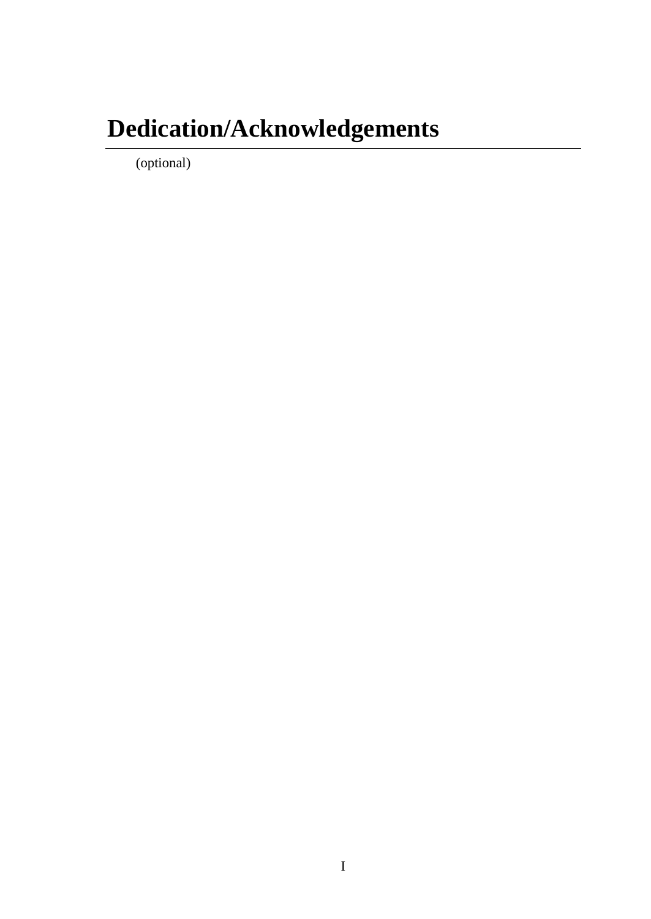# Dedication/Acknowledgements

(optional)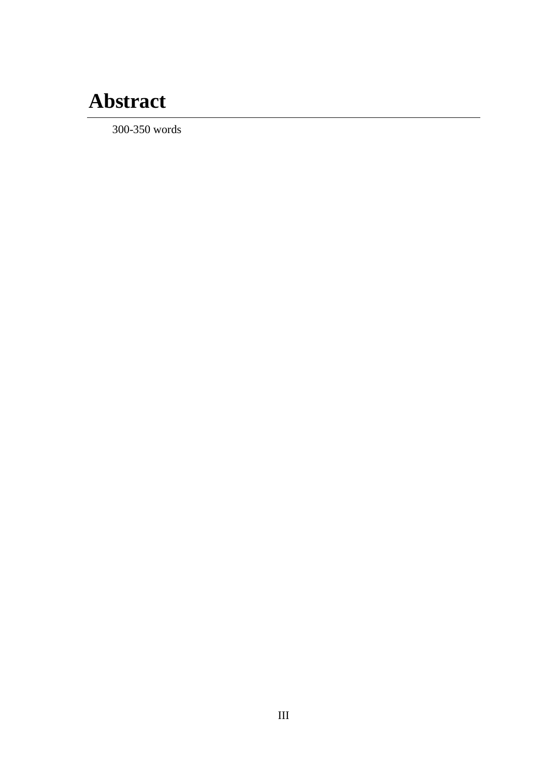# Abstract

300-350 words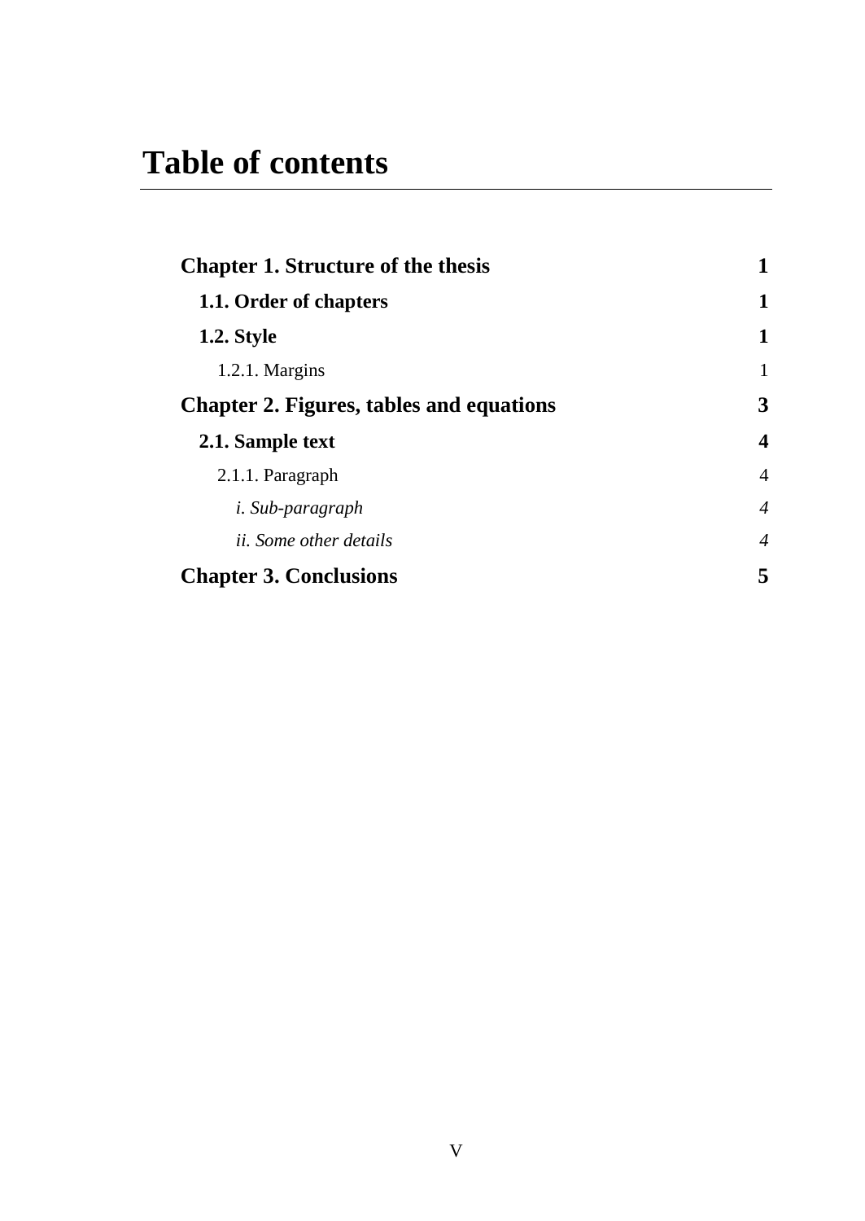# Table of contents

**Chapter 1. Structure of the thesis** **1**

**1.1. Order of chapters** **1**

**1.2. Style** **1**

1.2.1. Margins 1

**Chapter 2. Figures, tables and equations** **3**

**2.1. Sample text** **4**

2.1.1. Paragraph 4

*i. Sub-paragraph* *4*

*ii. Some other details* *4*

**Chapter 3. Conclusions** **5**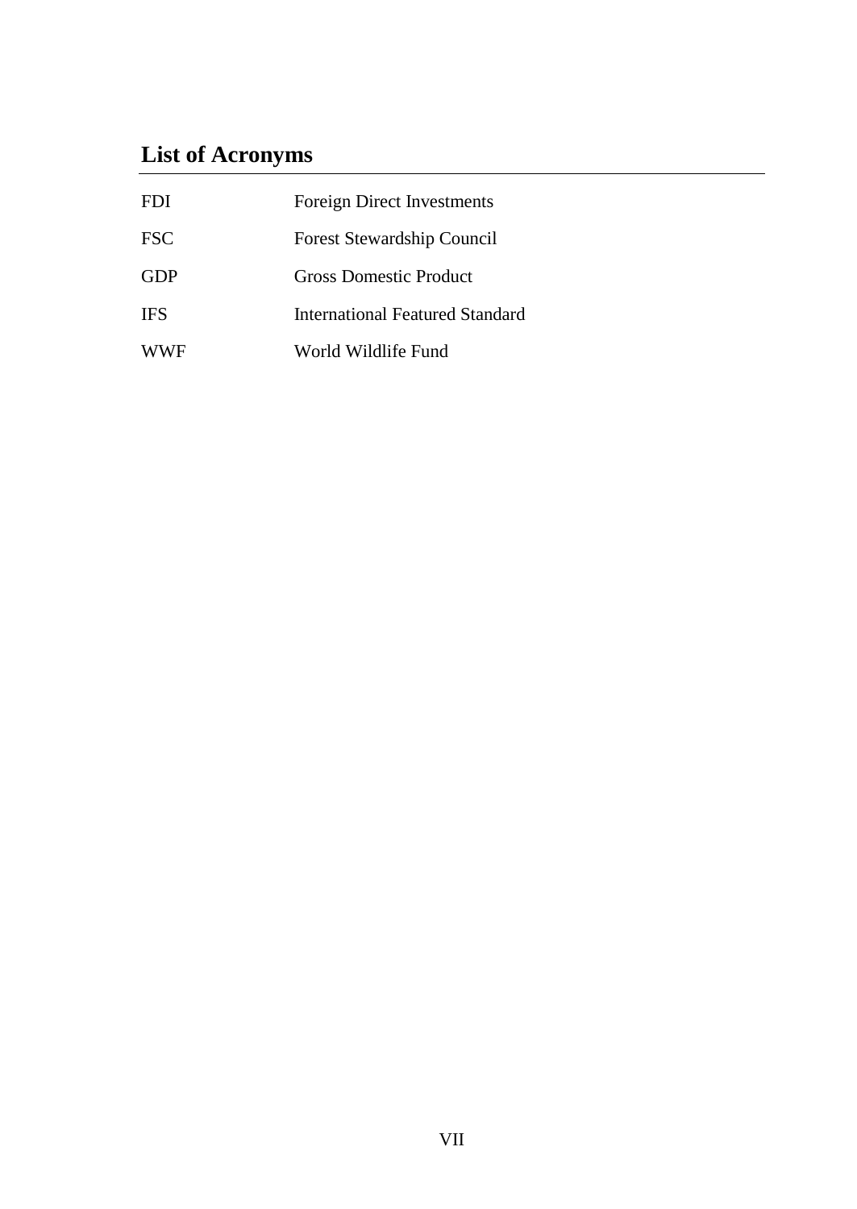# List of Acronyms

| | |
|---|---|
| FDI | Foreign Direct Investments |
| FSC | Forest Stewardship Council |
| GDP | Gross Domestic Product |
| IFS | International Featured Standard |
| WWF | World Wildlife Fund |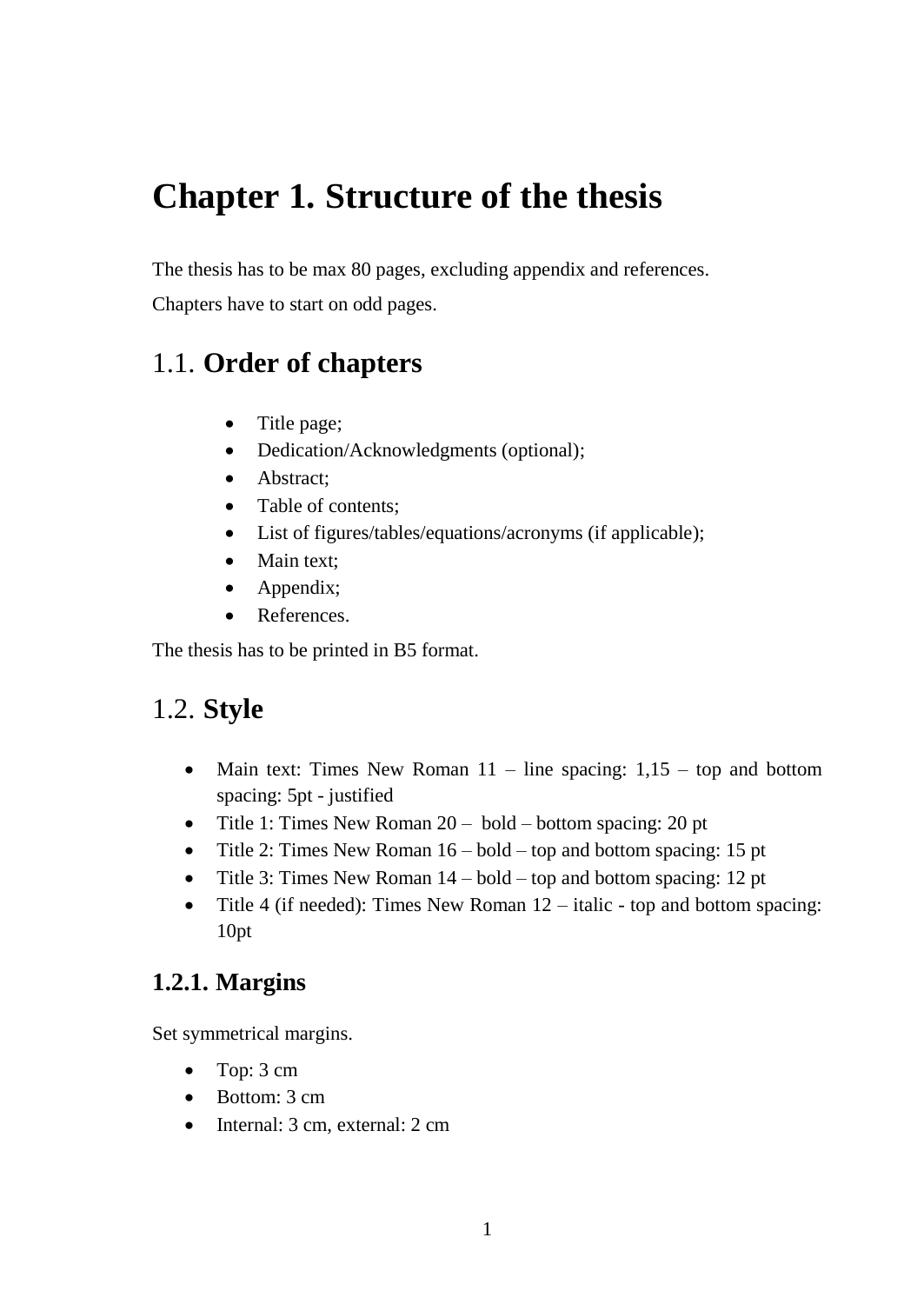# Chapter 1. Structure of the thesis

The thesis has to be max 80 pages, excluding appendix and references.

Chapters have to start on odd pages.

## 1.1. **Order of chapters**

- Title page;
- Dedication/Acknowledgments (optional);
- Abstract;
- Table of contents;
- List of figures/tables/equations/acronyms (if applicable);
- Main text;
- Appendix;
- References.

The thesis has to be printed in B5 format.

## 1.2. **Style**

- Main text: Times New Roman 11 – line spacing: 1,15 – top and bottom spacing: 5pt - justified
- Title 1: Times New Roman 20 – bold – bottom spacing: 20 pt
- Title 2: Times New Roman 16 – bold – top and bottom spacing: 15 pt
- Title 3: Times New Roman 14 – bold – top and bottom spacing: 12 pt
- Title 4 (if needed): Times New Roman 12 – italic - top and bottom spacing: 10pt

### 1.2.1. Margins

Set symmetrical margins.

- Top: 3 cm
- Bottom: 3 cm
- Internal: 3 cm, external: 2 cm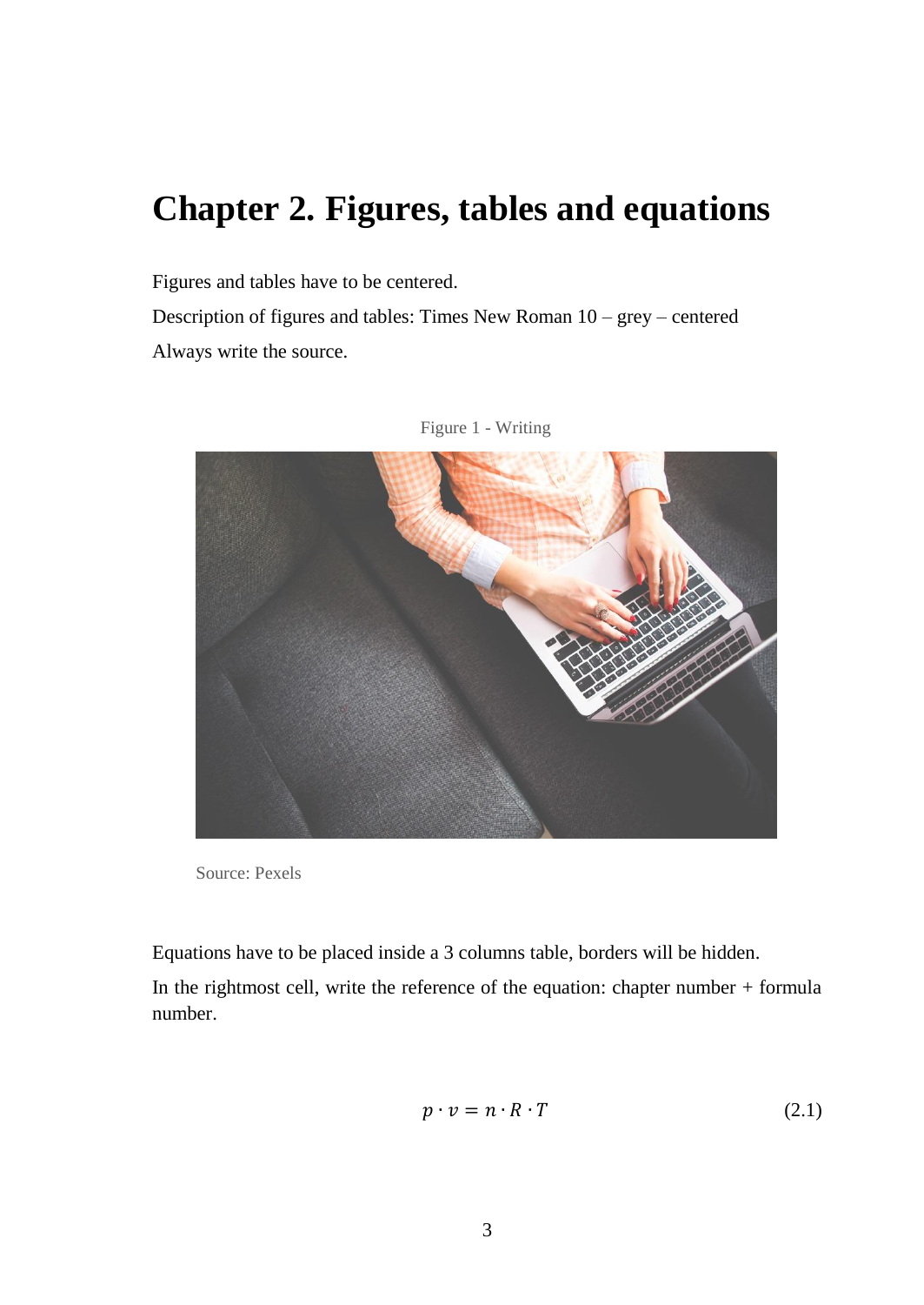# Chapter 2. Figures, tables and equations

Figures and tables have to be centered.

Description of figures and tables: Times New Roman 10 – grey – centered

Always write the source.

Figure 1 - Writing

Source: Pexels

Equations have to be placed inside a 3 columns table, borders will be hidden.

In the rightmost cell, write the reference of the equation: chapter number + formula number.

$$p \cdot v = n \cdot R \cdot T \tag{2.1}$$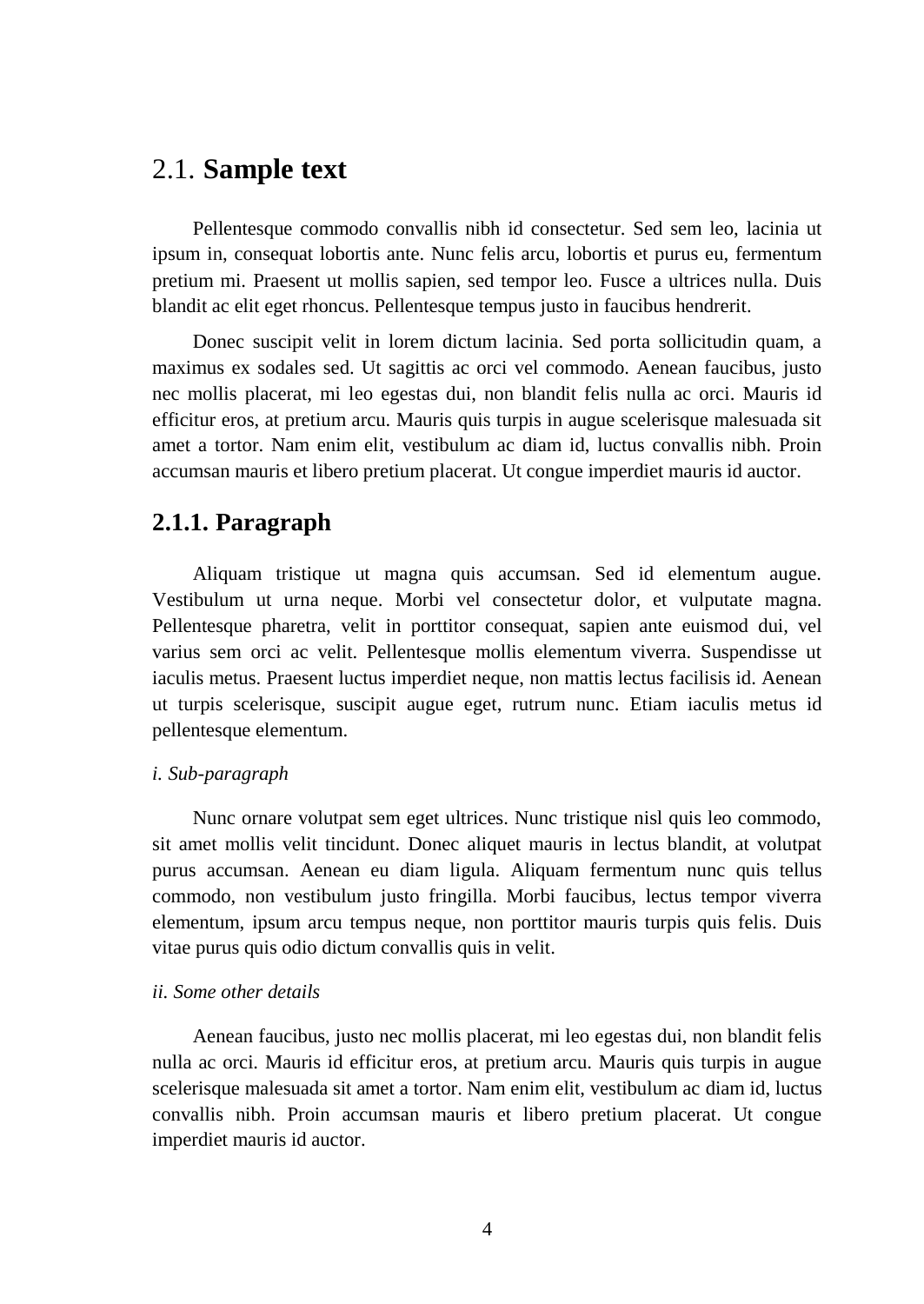## 2.1. **Sample text**

Pellentesque commodo convallis nibh id consectetur. Sed sem leo, lacinia ut ipsum in, consequat lobortis ante. Nunc felis arcu, lobortis et purus eu, fermentum pretium mi. Praesent ut mollis sapien, sed tempor leo. Fusce a ultrices nulla. Duis blandit ac elit eget rhoncus. Pellentesque tempus justo in faucibus hendrerit.

Donec suscipit velit in lorem dictum lacinia. Sed porta sollicitudin quam, a maximus ex sodales sed. Ut sagittis ac orci vel commodo. Aenean faucibus, justo nec mollis placerat, mi leo egestas dui, non blandit felis nulla ac orci. Mauris id efficitur eros, at pretium arcu. Mauris quis turpis in augue scelerisque malesuada sit amet a tortor. Nam enim elit, vestibulum ac diam id, luctus convallis nibh. Proin accumsan mauris et libero pretium placerat. Ut congue imperdiet mauris id auctor.

### 2.1.1. Paragraph

Aliquam tristique ut magna quis accumsan. Sed id elementum augue. Vestibulum ut urna neque. Morbi vel consectetur dolor, et vulputate magna. Pellentesque pharetra, velit in porttitor consequat, sapien ante euismod dui, vel varius sem orci ac velit. Pellentesque mollis elementum viverra. Suspendisse ut iaculis metus. Praesent luctus imperdiet neque, non mattis lectus facilisis id. Aenean ut turpis scelerisque, suscipit augue eget, rutrum nunc. Etiam iaculis metus id pellentesque elementum.

*i. Sub-paragraph*

Nunc ornare volutpat sem eget ultrices. Nunc tristique nisl quis leo commodo, sit amet mollis velit tincidunt. Donec aliquet mauris in lectus blandit, at volutpat purus accumsan. Aenean eu diam ligula. Aliquam fermentum nunc quis tellus commodo, non vestibulum justo fringilla. Morbi faucibus, lectus tempor viverra elementum, ipsum arcu tempus neque, non porttitor mauris turpis quis felis. Duis vitae purus quis odio dictum convallis quis in velit.

*ii. Some other details*

Aenean faucibus, justo nec mollis placerat, mi leo egestas dui, non blandit felis nulla ac orci. Mauris id efficitur eros, at pretium arcu. Mauris quis turpis in augue scelerisque malesuada sit amet a tortor. Nam enim elit, vestibulum ac diam id, luctus convallis nibh. Proin accumsan mauris et libero pretium placerat. Ut congue imperdiet mauris id auctor.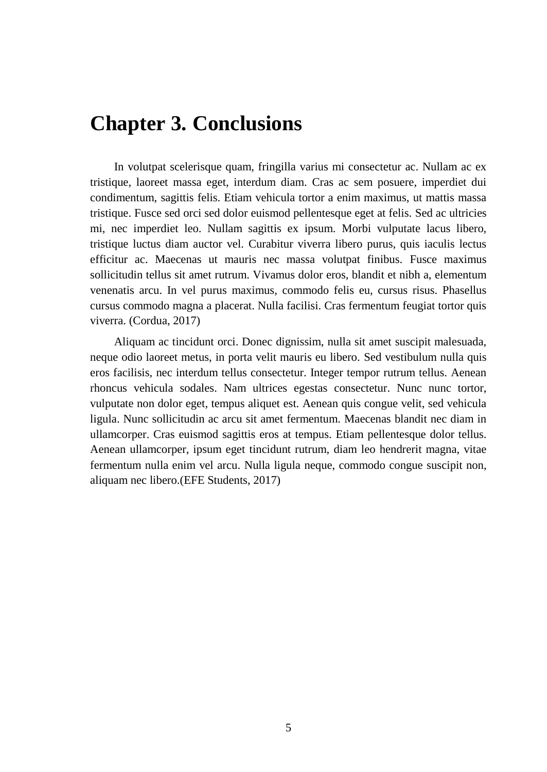# Chapter 3. Conclusions

In volutpat scelerisque quam, fringilla varius mi consectetur ac. Nullam ac ex tristique, laoreet massa eget, interdum diam. Cras ac sem posuere, imperdiet dui condimentum, sagittis felis. Etiam vehicula tortor a enim maximus, ut mattis massa tristique. Fusce sed orci sed dolor euismod pellentesque eget at felis. Sed ac ultricies mi, nec imperdiet leo. Nullam sagittis ex ipsum. Morbi vulputate lacus libero, tristique luctus diam auctor vel. Curabitur viverra libero purus, quis iaculis lectus efficitur ac. Maecenas ut mauris nec massa volutpat finibus. Fusce maximus sollicitudin tellus sit amet rutrum. Vivamus dolor eros, blandit et nibh a, elementum venenatis arcu. In vel purus maximus, commodo felis eu, cursus risus. Phasellus cursus commodo magna a placerat. Nulla facilisi. Cras fermentum feugiat tortor quis viverra. (Cordua, 2017)

Aliquam ac tincidunt orci. Donec dignissim, nulla sit amet suscipit malesuada, neque odio laoreet metus, in porta velit mauris eu libero. Sed vestibulum nulla quis eros facilisis, nec interdum tellus consectetur. Integer tempor rutrum tellus. Aenean rhoncus vehicula sodales. Nam ultrices egestas consectetur. Nunc nunc tortor, vulputate non dolor eget, tempus aliquet est. Aenean quis congue velit, sed vehicula ligula. Nunc sollicitudin ac arcu sit amet fermentum. Maecenas blandit nec diam in ullamcorper. Cras euismod sagittis eros at tempus. Etiam pellentesque dolor tellus. Aenean ullamcorper, ipsum eget tincidunt rutrum, diam leo hendrerit magna, vitae fermentum nulla enim vel arcu. Nulla ligula neque, commodo congue suscipit non, aliquam nec libero.(EFE Students, 2017)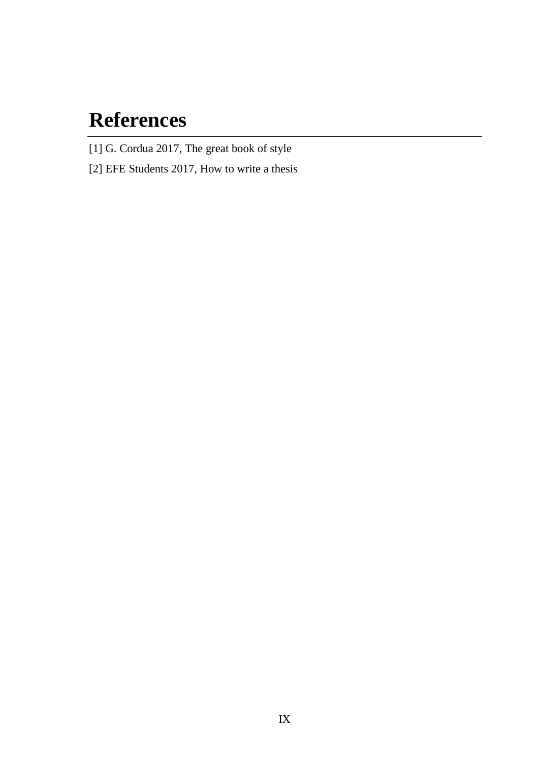# References

[1] G. Cordua 2017, The great book of style

[2] EFE Students 2017, How to write a thesis